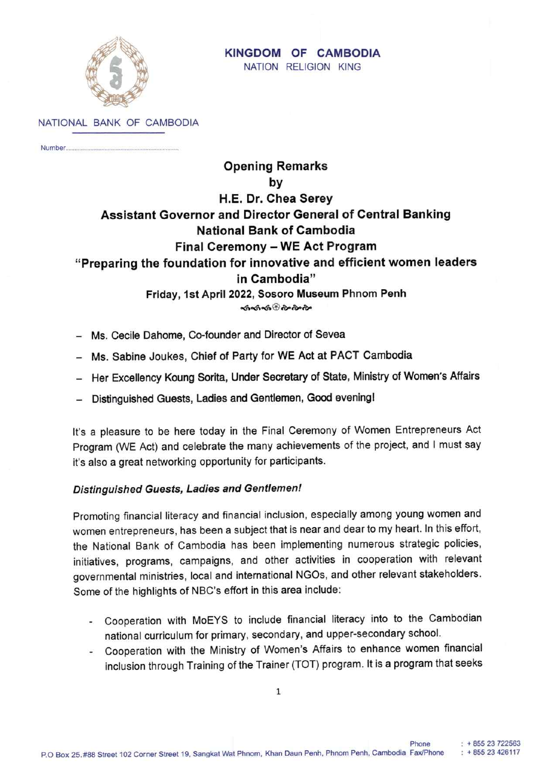**KINGDOM OF CAMBODIA**
NATION RELIGION KING

NATIONAL BANK OF CAMBODIA

Number..........................................

# Opening Remarks
## by
## H.E. Dr. Chea Serey
## Assistant Governor and Director General of Central Banking
## National Bank of Cambodia
## Final Ceremony – WE Act Program
## "Preparing the foundation for innovative and efficient women leaders in Cambodia"

**Friday, 1st April 2022, Sosoro Museum Phnom Penh**

- Ms. Cecile Dahome, Co-founder and Director of Sevea
- Ms. Sabine Joukes, Chief of Party for WE Act at PACT Cambodia
- Her Excellency Koung Sorita, Under Secretary of State, Ministry of Women's Affairs
- Distinguished Guests, Ladies and Gentlemen, Good evening!

It's a pleasure to be here today in the Final Ceremony of Women Entrepreneurs Act Program (WE Act) and celebrate the many achievements of the project, and I must say it's also a great networking opportunity for participants.

***Distinguished Guests, Ladies and Gentlemen!***

Promoting financial literacy and financial inclusion, especially among young women and women entrepreneurs, has been a subject that is near and dear to my heart. In this effort, the National Bank of Cambodia has been implementing numerous strategic policies, initiatives, programs, campaigns, and other activities in cooperation with relevant governmental ministries, local and international NGOs, and other relevant stakeholders. Some of the highlights of NBC's effort in this area include:

- Cooperation with MoEYS to include financial literacy into to the Cambodian national curriculum for primary, secondary, and upper-secondary school.
- Cooperation with the Ministry of Women's Affairs to enhance women financial inclusion through Training of the Trainer (TOT) program. It is a program that seeks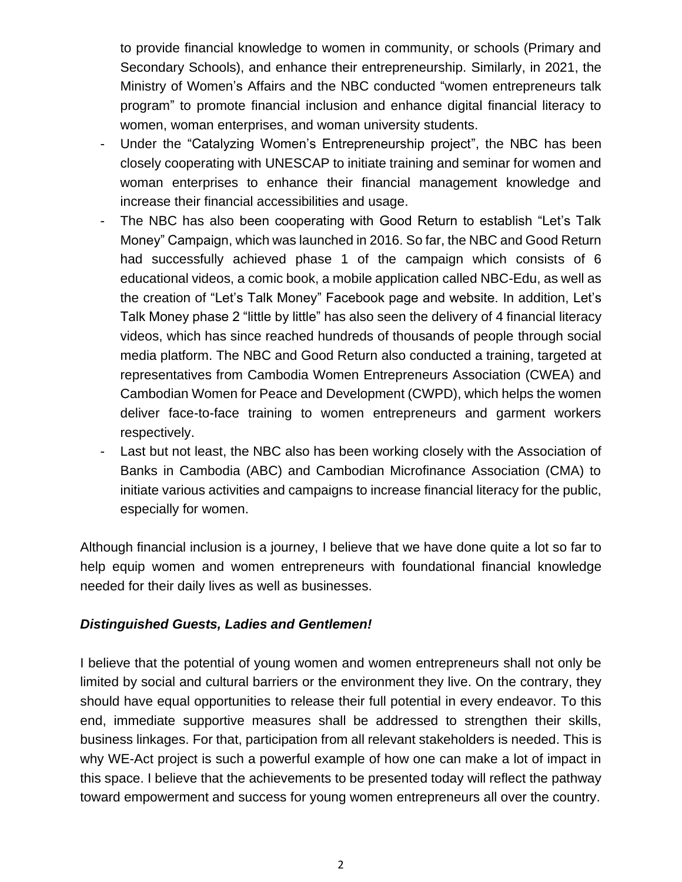to provide financial knowledge to women in community, or schools (Primary and Secondary Schools), and enhance their entrepreneurship. Similarly, in 2021, the Ministry of Women's Affairs and the NBC conducted "women entrepreneurs talk program" to promote financial inclusion and enhance digital financial literacy to women, woman enterprises, and woman university students.

- Under the "Catalyzing Women's Entrepreneurship project", the NBC has been closely cooperating with UNESCAP to initiate training and seminar for women and woman enterprises to enhance their financial management knowledge and increase their financial accessibilities and usage.
- The NBC has also been cooperating with Good Return to establish "Let's Talk Money" Campaign, which was launched in 2016. So far, the NBC and Good Return had successfully achieved phase 1 of the campaign which consists of 6 educational videos, a comic book, a mobile application called NBC-Edu, as well as the creation of "Let's Talk Money" Facebook page and website. In addition, Let's Talk Money phase 2 "little by little" has also seen the delivery of 4 financial literacy videos, which has since reached hundreds of thousands of people through social media platform. The NBC and Good Return also conducted a training, targeted at representatives from Cambodia Women Entrepreneurs Association (CWEA) and Cambodian Women for Peace and Development (CWPD), which helps the women deliver face-to-face training to women entrepreneurs and garment workers respectively.
- Last but not least, the NBC also has been working closely with the Association of Banks in Cambodia (ABC) and Cambodian Microfinance Association (CMA) to initiate various activities and campaigns to increase financial literacy for the public, especially for women.

Although financial inclusion is a journey, I believe that we have done quite a lot so far to help equip women and women entrepreneurs with foundational financial knowledge needed for their daily lives as well as businesses.

***Distinguished Guests, Ladies and Gentlemen!***

I believe that the potential of young women and women entrepreneurs shall not only be limited by social and cultural barriers or the environment they live. On the contrary, they should have equal opportunities to release their full potential in every endeavor. To this end, immediate supportive measures shall be addressed to strengthen their skills, business linkages. For that, participation from all relevant stakeholders is needed. This is why WE-Act project is such a powerful example of how one can make a lot of impact in this space. I believe that the achievements to be presented today will reflect the pathway toward empowerment and success for young women entrepreneurs all over the country.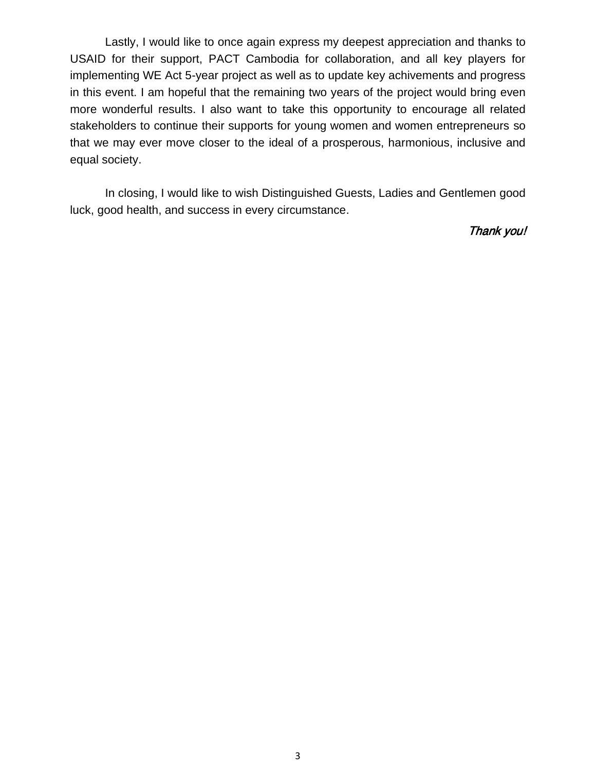Lastly, I would like to once again express my deepest appreciation and thanks to USAID for their support, PACT Cambodia for collaboration, and all key players for implementing WE Act 5-year project as well as to update key achivements and progress in this event. I am hopeful that the remaining two years of the project would bring even more wonderful results. I also want to take this opportunity to encourage all related stakeholders to continue their supports for young women and women entrepreneurs so that we may ever move closer to the ideal of a prosperous, harmonious, inclusive and equal society.

In closing, I would like to wish Distinguished Guests, Ladies and Gentlemen good luck, good health, and success in every circumstance.

*Thank you!*